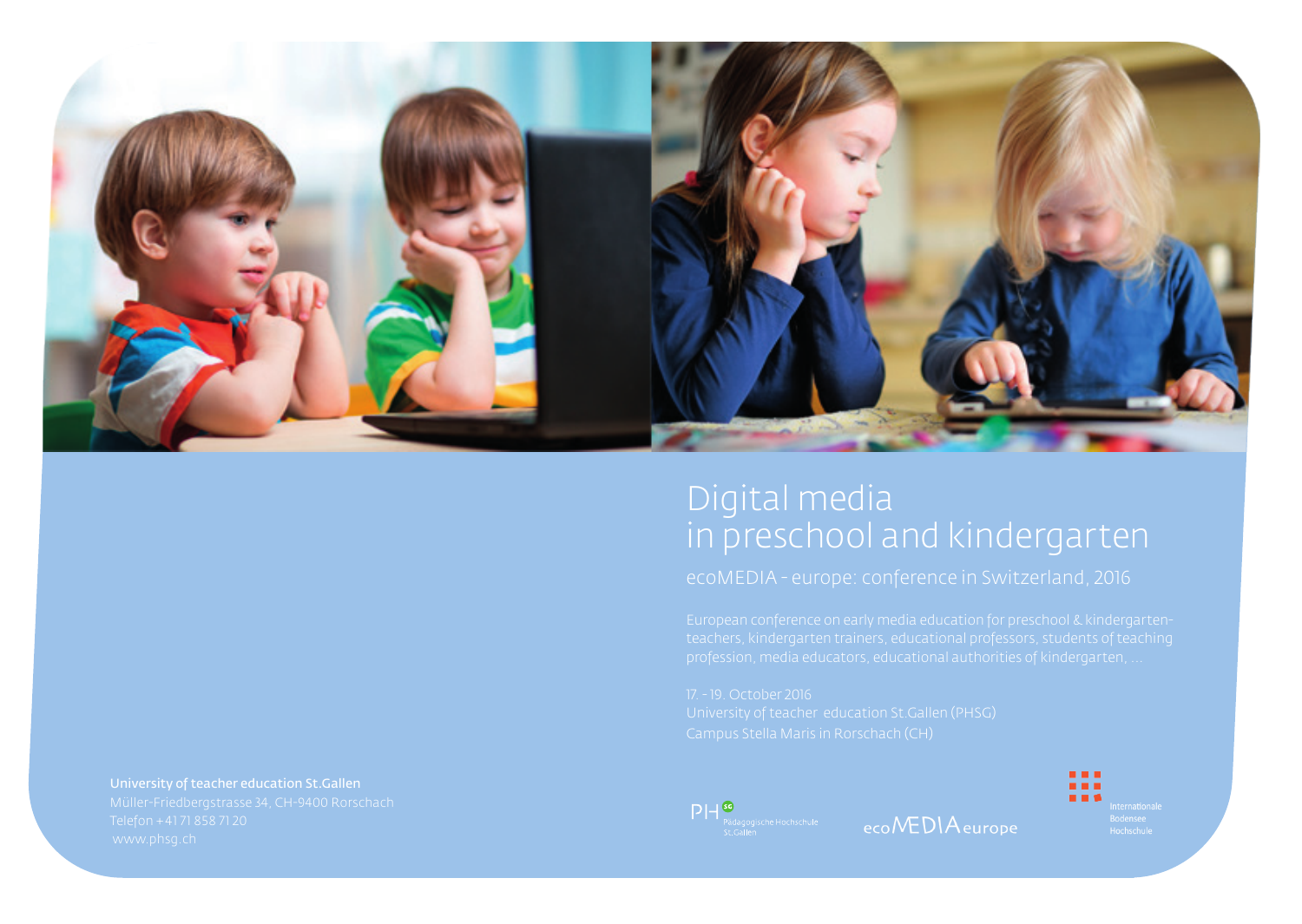# Digital media in preschool and kindergarten

## ecoMEDIA - europe: conference in Switzerland, 2016

European conference on early media education for preschool & kindergarten-teachers, kindergarten trainers, educational professors, students of teaching profession, media educators, educational authorities of kindergarten, ...

17. - 19. October 2016
University of teacher education St.Gallen (PHSG)
Campus Stella Maris in Rorschach (CH)

**University of teacher education St.Gallen**
Müller-Friedbergstrasse 34, CH-9400 Rorschach
Telefon +41 71 858 71 20
www.phsg.ch

PH SG Pädagogische Hochschule St.Gallen

ecoMEDIAeurope

Internationale Bodensee Hochschule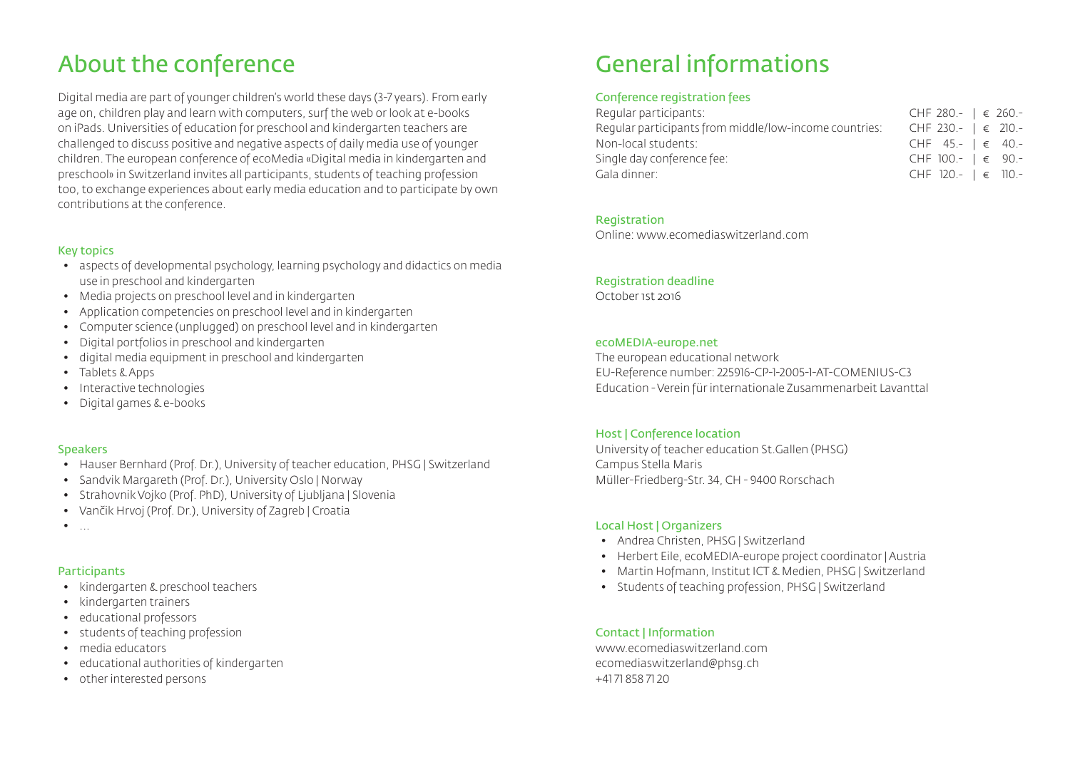# About the conference

Digital media are part of younger children's world these days (3-7 years). From early age on, children play and learn with computers, surf the web or look at e-books on iPads. Universities of education for preschool and kindergarten teachers are challenged to discuss positive and negative aspects of daily media use of younger children. The european conference of ecoMedia «Digital media in kindergarten and preschool» in Switzerland invites all participants, students of teaching profession too, to exchange experiences about early media education and to participate by own contributions at the conference.

### Key topics

- aspects of developmental psychology, learning psychology and didactics on media use in preschool and kindergarten
- Media projects on preschool level and in kindergarten
- Application competencies on preschool level and in kindergarten
- Computer science (unplugged) on preschool level and in kindergarten
- Digital portfolios in preschool and kindergarten
- digital media equipment in preschool and kindergarten
- Tablets & Apps
- Interactive technologies
- Digital games & e-books

### Speakers

- Hauser Bernhard (Prof. Dr.), University of teacher education, PHSG | Switzerland
- Sandvik Margareth (Prof. Dr.), University Oslo | Norway
- Strahovnik Vojko (Prof. PhD), University of Ljubljana | Slovenia
- Vančik Hrvoj (Prof. Dr.), University of Zagreb | Croatia
- …

### Participants

- kindergarten & preschool teachers
- kindergarten trainers
- educational professors
- students of teaching profession
- media educators
- educational authorities of kindergarten
- other interested persons

# General informations

### Conference registration fees

| | | |
|---|---|---|
| Regular participants: | CHF 280.- | € 260.- |
| Regular participants from middle/low-income countries: | CHF 230.- | € 210.- |
| Non-local students: | CHF 45.- | € 40.- |
| Single day conference fee: | CHF 100.- | € 90.- |
| Gala dinner: | CHF 120.- | € 110.- |

### Registration

Online: www.ecomediaswitzerland.com

### Registration deadline

October 1st 2016

### ecoMEDIA-europe.net

The european educational network
EU-Reference number: 225916-CP-1-2005-1-AT-COMENIUS-C3
Education - Verein für internationale Zusammenarbeit Lavanttal

### Host | Conference location

University of teacher education St.Gallen (PHSG)
Campus Stella Maris
Müller-Friedberg-Str. 34, CH - 9400 Rorschach

### Local Host | Organizers

- Andrea Christen, PHSG | Switzerland
- Herbert Eile, ecoMEDIA-europe project coordinator | Austria
- Martin Hofmann, Institut ICT & Medien, PHSG | Switzerland
- Students of teaching profession, PHSG | Switzerland

### Contact | Information

www.ecomediaswitzerland.com
ecomediaswitzerland@phsg.ch
+41 71 858 71 20